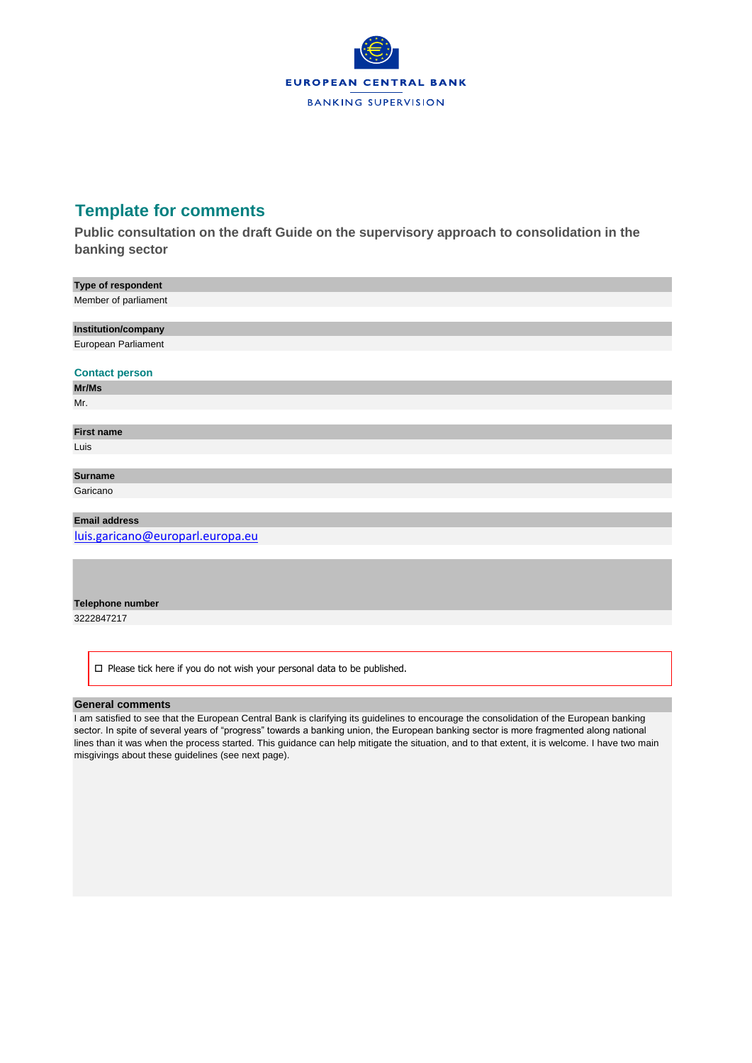EUROPEAN CENTRAL BANK

BANKING SUPERVISION

## Template for comments

**Public consultation on the draft Guide on the supervisory approach to consolidation in the banking sector**

**Type of respondent**

Member of parliament

**Institution/company**

European Parliament

### Contact person

**Mr/Ms**

Mr.

**First name**

Luis

**Surname**

Garicano

**Email address**

luis.garicano@europarl.europa.eu

**Telephone number**

3222847217

☐ Please tick here if you do not wish your personal data to be published.

**General comments**

I am satisfied to see that the European Central Bank is clarifying its guidelines to encourage the consolidation of the European banking sector. In spite of several years of "progress" towards a banking union, the European banking sector is more fragmented along national lines than it was when the process started. This guidance can help mitigate the situation, and to that extent, it is welcome. I have two main misgivings about these guidelines (see next page).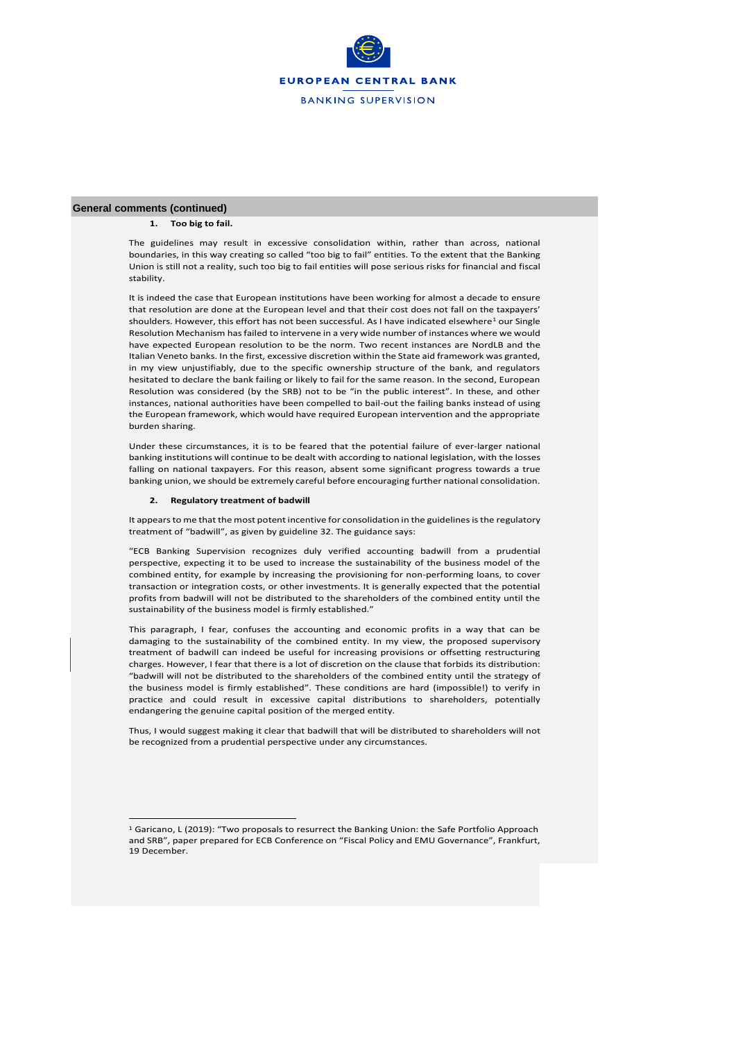## General comments (continued)

**1. Too big to fail.**

The guidelines may result in excessive consolidation within, rather than across, national boundaries, in this way creating so called "too big to fail" entities. To the extent that the Banking Union is still not a reality, such too big to fail entities will pose serious risks for financial and fiscal stability.

It is indeed the case that European institutions have been working for almost a decade to ensure that resolution are done at the European level and that their cost does not fall on the taxpayers' shoulders. However, this effort has not been successful. As I have indicated elsewhere[1] our Single Resolution Mechanism has failed to intervene in a very wide number of instances where we would have expected European resolution to be the norm. Two recent instances are NordLB and the Italian Veneto banks. In the first, excessive discretion within the State aid framework was granted, in my view unjustifiably, due to the specific ownership structure of the bank, and regulators hesitated to declare the bank failing or likely to fail for the same reason. In the second, European Resolution was considered (by the SRB) not to be "in the public interest". In these, and other instances, national authorities have been compelled to bail-out the failing banks instead of using the European framework, which would have required European intervention and the appropriate burden sharing.

Under these circumstances, it is to be feared that the potential failure of ever-larger national banking institutions will continue to be dealt with according to national legislation, with the losses falling on national taxpayers. For this reason, absent some significant progress towards a true banking union, we should be extremely careful before encouraging further national consolidation.

**2. Regulatory treatment of badwill**

It appears to me that the most potent incentive for consolidation in the guidelines is the regulatory treatment of "badwill", as given by guideline 32. The guidance says:

"ECB Banking Supervision recognizes duly verified accounting badwill from a prudential perspective, expecting it to be used to increase the sustainability of the business model of the combined entity, for example by increasing the provisioning for non-performing loans, to cover transaction or integration costs, or other investments. It is generally expected that the potential profits from badwill will not be distributed to the shareholders of the combined entity until the sustainability of the business model is firmly established."

This paragraph, I fear, confuses the accounting and economic profits in a way that can be damaging to the sustainability of the combined entity. In my view, the proposed supervisory treatment of badwill can indeed be useful for increasing provisions or offsetting restructuring charges. However, I fear that there is a lot of discretion on the clause that forbids its distribution: "badwill will not be distributed to the shareholders of the combined entity until the strategy of the business model is firmly established". These conditions are hard (impossible!) to verify in practice and could result in excessive capital distributions to shareholders, potentially endangering the genuine capital position of the merged entity.

Thus, I would suggest making it clear that badwill that will be distributed to shareholders will not be recognized from a prudential perspective under any circumstances.

---

[1] Garicano, L (2019): "Two proposals to resurrect the Banking Union: the Safe Portfolio Approach and SRB", paper prepared for ECB Conference on "Fiscal Policy and EMU Governance", Frankfurt, 19 December.